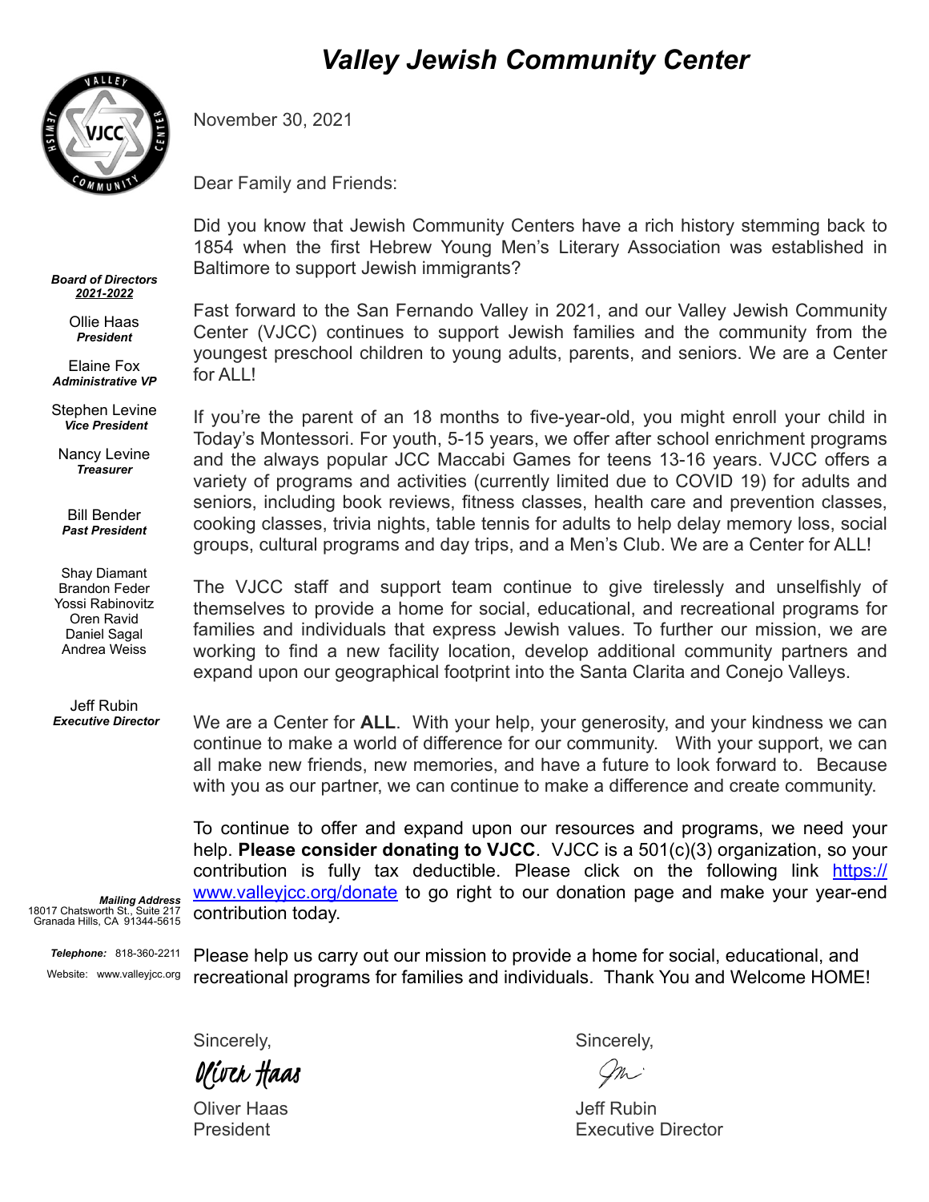# Valley Jewish Community Center

***Board of Directors***
***2021-2022***

Ollie Haas
***President***

Elaine Fox
***Administrative VP***

Stephen Levine
***Vice President***

Nancy Levine
***Treasurer***

Bill Bender
***Past President***

Shay Diamant
Brandon Feder
Yossi Rabinovitz
Oren Ravid
Daniel Sagal
Andrea Weiss

Jeff Rubin
***Executive Director***

***Mailing Address***
18017 Chatsworth St., Suite 217
Granada Hills, CA 91344-5615

***Telephone:*** 818-360-2211
Website: www.valleyjcc.org

November 30, 2021

Dear Family and Friends:

Did you know that Jewish Community Centers have a rich history stemming back to 1854 when the first Hebrew Young Men's Literary Association was established in Baltimore to support Jewish immigrants?

Fast forward to the San Fernando Valley in 2021, and our Valley Jewish Community Center (VJCC) continues to support Jewish families and the community from the youngest preschool children to young adults, parents, and seniors. We are a Center for ALL!

If you're the parent of an 18 months to five-year-old, you might enroll your child in Today's Montessori. For youth, 5-15 years, we offer after school enrichment programs and the always popular JCC Maccabi Games for teens 13-16 years. VJCC offers a variety of programs and activities (currently limited due to COVID 19) for adults and seniors, including book reviews, fitness classes, health care and prevention classes, cooking classes, trivia nights, table tennis for adults to help delay memory loss, social groups, cultural programs and day trips, and a Men's Club. We are a Center for ALL!

The VJCC staff and support team continue to give tirelessly and unselfishly of themselves to provide a home for social, educational, and recreational programs for families and individuals that express Jewish values. To further our mission, we are working to find a new facility location, develop additional community partners and expand upon our geographical footprint into the Santa Clarita and Conejo Valleys.

We are a Center for **ALL**. With your help, your generosity, and your kindness we can continue to make a world of difference for our community. With your support, we can all make new friends, new memories, and have a future to look forward to. Because with you as our partner, we can continue to make a difference and create community.

To continue to offer and expand upon our resources and programs, we need your help. **Please consider donating to VJCC**. VJCC is a 501(c)(3) organization, so your contribution is fully tax deductible. Please click on the following link [https://www.valleyjcc.org/donate](https://www.valleyjcc.org/donate) to go right to our donation page and make your year-end contribution today.

Please help us carry out our mission to provide a home for social, educational, and recreational programs for families and individuals. Thank You and Welcome HOME!

Sincerely,

*Oliver Haas*

Oliver Haas
President

Sincerely,

Jeff Rubin
Executive Director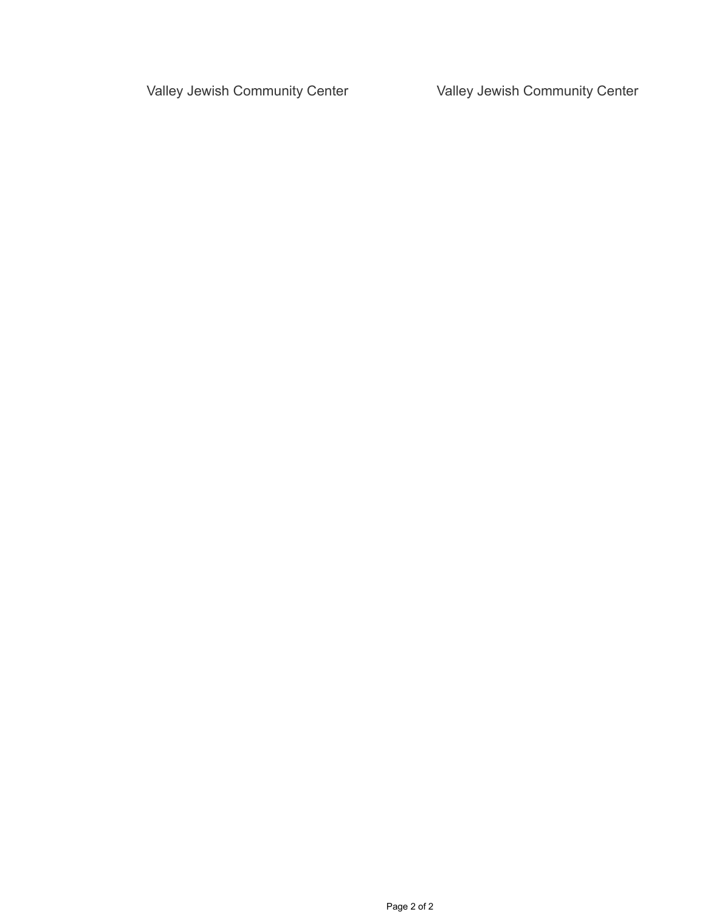Valley Jewish Community Center

Valley Jewish Community Center